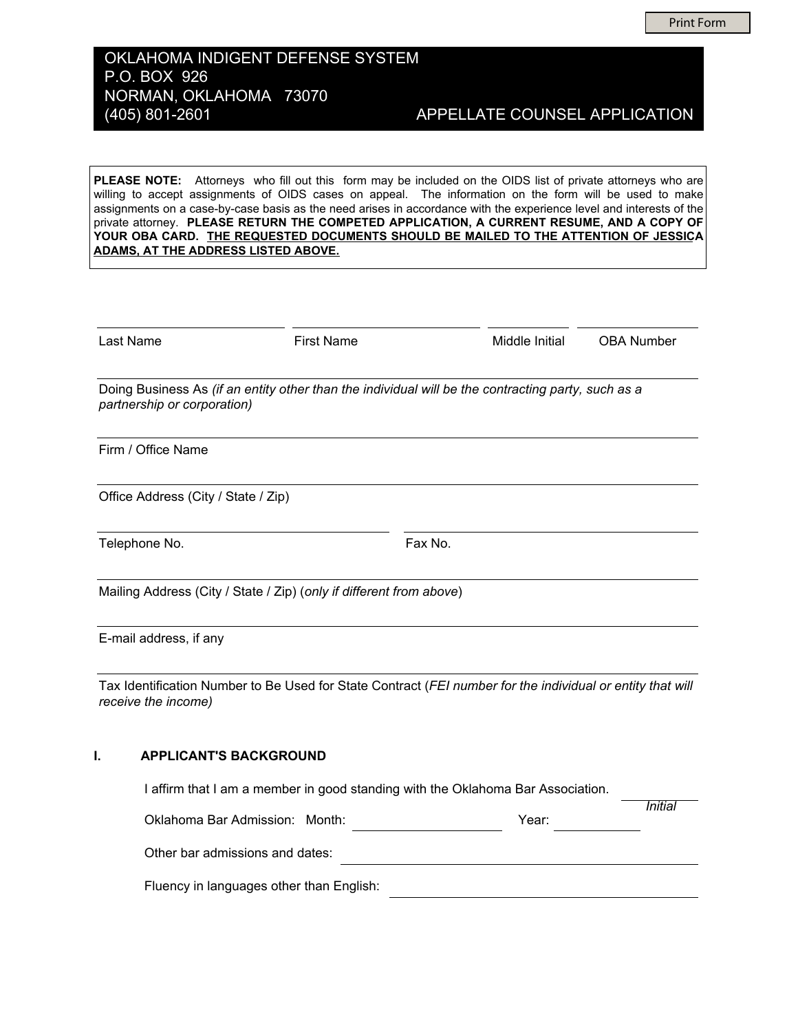OKLAHOMA INDIGENT DEFENSE SYSTEM
P.O. BOX 926
NORMAN, OKLAHOMA 73070
(405) 801-2601

# APPELLATE COUNSEL APPLICATION

**PLEASE NOTE:** Attorneys who fill out this form may be included on the OIDS list of private attorneys who are willing to accept assignments of OIDS cases on appeal. The information on the form will be used to make assignments on a case-by-case basis as the need arises in accordance with the experience level and interests of the private attorney. **PLEASE RETURN THE COMPETED APPLICATION, A CURRENT RESUME, AND A COPY OF YOUR OBA CARD. THE REQUESTED DOCUMENTS SHOULD BE MAILED TO THE ATTENTION OF JESSICA ADAMS, AT THE ADDRESS LISTED ABOVE.**

| Last Name | First Name | Middle Initial | OBA Number |
|---|---|---|---|
| | | | |

Doing Business As *(if an entity other than the individual will be the contracting party, such as a partnership or corporation)* \_\_\_\_\_\_\_\_\_\_\_\_\_\_\_\_\_\_\_\_

Firm / Office Name \_\_\_\_\_\_\_\_\_\_\_\_\_\_\_\_\_\_\_\_

Office Address (City / State / Zip) \_\_\_\_\_\_\_\_\_\_\_\_\_\_\_\_\_\_\_\_

Telephone No. \_\_\_\_\_\_\_\_\_\_ Fax No. \_\_\_\_\_\_\_\_\_\_

Mailing Address (City / State / Zip) (*only if different from above*) \_\_\_\_\_\_\_\_\_\_\_\_\_\_\_\_\_\_\_\_

E-mail address, if any \_\_\_\_\_\_\_\_\_\_\_\_\_\_\_\_\_\_\_\_

Tax Identification Number to Be Used for State Contract (*FEI number for the individual or entity that will receive the income)* \_\_\_\_\_\_\_\_\_\_\_\_\_\_\_\_\_\_\_\_

## I. APPLICANT'S BACKGROUND

I affirm that I am a member in good standing with the Oklahoma Bar Association. \_\_\_\_\_\_\_\_\_\_ *Initial*

Oklahoma Bar Admission: Month: \_\_\_\_\_\_\_\_\_\_ Year: \_\_\_\_\_\_\_\_\_\_

Other bar admissions and dates: \_\_\_\_\_\_\_\_\_\_\_\_\_\_\_\_\_\_\_\_

Fluency in languages other than English: \_\_\_\_\_\_\_\_\_\_\_\_\_\_\_\_\_\_\_\_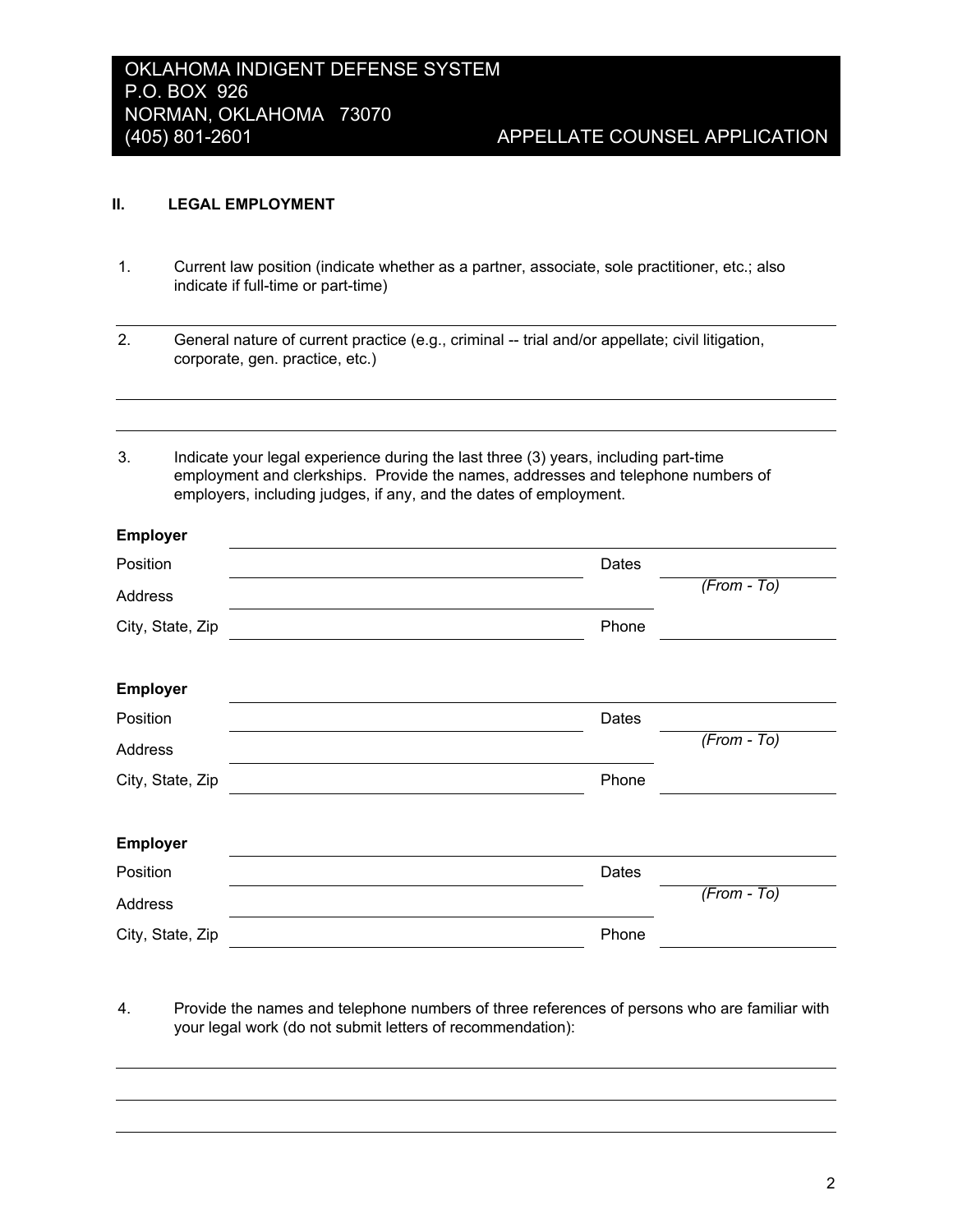OKLAHOMA INDIGENT DEFENSE SYSTEM
P.O. BOX 926
NORMAN, OKLAHOMA 73070
(405) 801-2601

APPELLATE COUNSEL APPLICATION

## II. LEGAL EMPLOYMENT

1. Current law position (indicate whether as a partner, associate, sole practitioner, etc.; also indicate if full-time or part-time)

_______________________________________________

2. General nature of current practice (e.g., criminal -- trial and/or appellate; civil litigation, corporate, gen. practice, etc.)

_______________________________________________

_______________________________________________

3. Indicate your legal experience during the last three (3) years, including part-time employment and clerkships. Provide the names, addresses and telephone numbers of employers, including judges, if any, and the dates of employment.

**Employer** _______________________________________________

Position _______________________ Dates _______________ *(From - To)*

Address _______________________

City, State, Zip _______________________ Phone _______________

**Employer** _______________________________________________

Position _______________________ Dates _______________ *(From - To)*

Address _______________________

City, State, Zip _______________________ Phone _______________

**Employer** _______________________________________________

Position _______________________ Dates _______________ *(From - To)*

Address _______________________

City, State, Zip _______________________ Phone _______________

4. Provide the names and telephone numbers of three references of persons who are familiar with your legal work (do not submit letters of recommendation):

_______________________________________________

_______________________________________________

_______________________________________________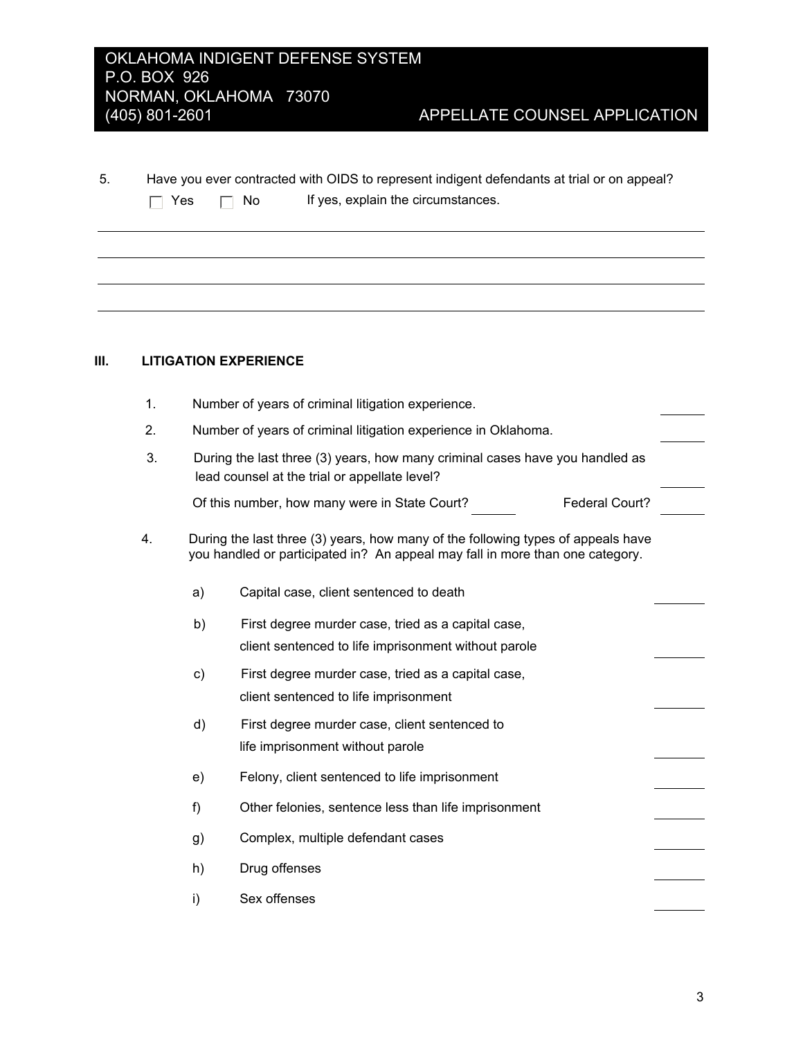OKLAHOMA INDIGENT DEFENSE SYSTEM
P.O. BOX 926
NORMAN, OKLAHOMA 73070
(405) 801-2601

APPELLATE COUNSEL APPLICATION

5. Have you ever contracted with OIDS to represent indigent defendants at trial or on appeal?

☐ Yes ☐ No If yes, explain the circumstances.

\_\_\_\_\_\_\_\_\_\_\_\_\_\_\_\_\_\_\_\_\_\_\_\_\_\_\_\_\_\_\_\_\_\_\_\_\_\_\_\_\_\_\_\_\_\_\_\_\_\_\_\_\_\_\_\_\_\_\_\_\_\_\_\_\_\_\_\_\_\_

\_\_\_\_\_\_\_\_\_\_\_\_\_\_\_\_\_\_\_\_\_\_\_\_\_\_\_\_\_\_\_\_\_\_\_\_\_\_\_\_\_\_\_\_\_\_\_\_\_\_\_\_\_\_\_\_\_\_\_\_\_\_\_\_\_\_\_\_\_\_

\_\_\_\_\_\_\_\_\_\_\_\_\_\_\_\_\_\_\_\_\_\_\_\_\_\_\_\_\_\_\_\_\_\_\_\_\_\_\_\_\_\_\_\_\_\_\_\_\_\_\_\_\_\_\_\_\_\_\_\_\_\_\_\_\_\_\_\_\_\_

\_\_\_\_\_\_\_\_\_\_\_\_\_\_\_\_\_\_\_\_\_\_\_\_\_\_\_\_\_\_\_\_\_\_\_\_\_\_\_\_\_\_\_\_\_\_\_\_\_\_\_\_\_\_\_\_\_\_\_\_\_\_\_\_\_\_\_\_\_\_

## III. LITIGATION EXPERIENCE

1. Number of years of criminal litigation experience. \_\_\_\_\_\_
2. Number of years of criminal litigation experience in Oklahoma. \_\_\_\_\_\_
3. During the last three (3) years, how many criminal cases have you handled as lead counsel at the trial or appellate level? \_\_\_\_\_\_

   Of this number, how many were in State Court? \_\_\_\_\_\_ Federal Court? \_\_\_\_\_\_

4. During the last three (3) years, how many of the following types of appeals have you handled or participated in? An appeal may fall in more than one category.

   a) Capital case, client sentenced to death \_\_\_\_\_\_

   b) First degree murder case, tried as a capital case, client sentenced to life imprisonment without parole \_\_\_\_\_\_

   c) First degree murder case, tried as a capital case, client sentenced to life imprisonment \_\_\_\_\_\_

   d) First degree murder case, client sentenced to life imprisonment without parole \_\_\_\_\_\_

   e) Felony, client sentenced to life imprisonment \_\_\_\_\_\_

   f) Other felonies, sentence less than life imprisonment \_\_\_\_\_\_

   g) Complex, multiple defendant cases \_\_\_\_\_\_

   h) Drug offenses \_\_\_\_\_\_

   i) Sex offenses \_\_\_\_\_\_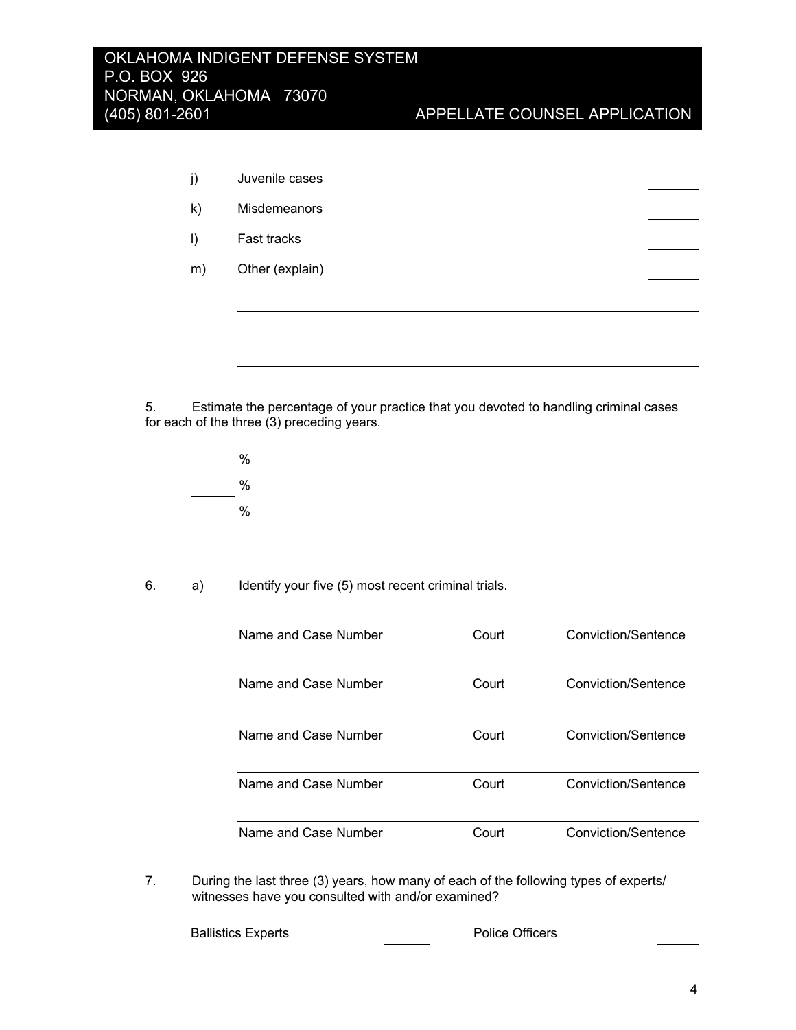OKLAHOMA INDIGENT DEFENSE SYSTEM
P.O. BOX 926
NORMAN, OKLAHOMA 73070
(405) 801-2601

APPELLATE COUNSEL APPLICATION

j) Juvenile cases _______

k) Misdemeanors _______

l) Fast tracks _______

m) Other (explain) _______

_______________________________________________

_______________________________________________

_______________________________________________

5. Estimate the percentage of your practice that you devoted to handling criminal cases for each of the three (3) preceding years.

______ %

______ %

______ %

6. a) Identify your five (5) most recent criminal trials.

| Name and Case Number | Court | Conviction/Sentence |
|---|---|---|
| Name and Case Number | Court | Conviction/Sentence |
| Name and Case Number | Court | Conviction/Sentence |
| Name and Case Number | Court | Conviction/Sentence |
| Name and Case Number | Court | Conviction/Sentence |

7. During the last three (3) years, how many of each of the following types of experts/ witnesses have you consulted with and/or examined?

Ballistics Experts _______ Police Officers _______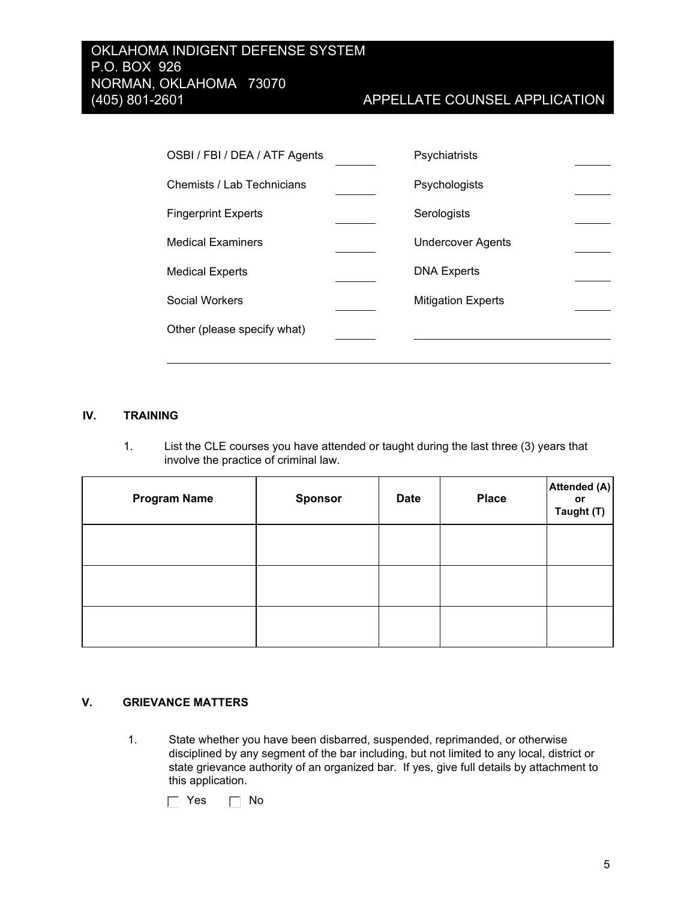OKLAHOMA INDIGENT DEFENSE SYSTEM
P.O. BOX 926
NORMAN, OKLAHOMA 73070
(405) 801-2601

APPELLATE COUNSEL APPLICATION

| | | | |
|---|---|---|---|
| OSBI / FBI / DEA / ATF Agents | ______ | Psychiatrists | ______ |
| Chemists / Lab Technicians | ______ | Psychologists | ______ |
| Fingerprint Experts | ______ | Serologists | ______ |
| Medical Examiners | ______ | Undercover Agents | ______ |
| Medical Experts | ______ | DNA Experts | ______ |
| Social Workers | ______ | Mitigation Experts | ______ |
| Other (please specify what) | ______ | ____________________ | |

______________________________________________________________

## IV. TRAINING

1. List the CLE courses you have attended or taught during the last three (3) years that involve the practice of criminal law.

| Program Name | Sponsor | Date | Place | Attended (A) or Taught (T) |
|---|---|---|---|---|
| | | | | |
| | | | | |
| | | | | |

## V. GRIEVANCE MATTERS

1. State whether you have been disbarred, suspended, reprimanded, or otherwise disciplined by any segment of the bar including, but not limited to any local, district or state grievance authority of an organized bar. If yes, give full details by attachment to this application.

   ☐ Yes ☐ No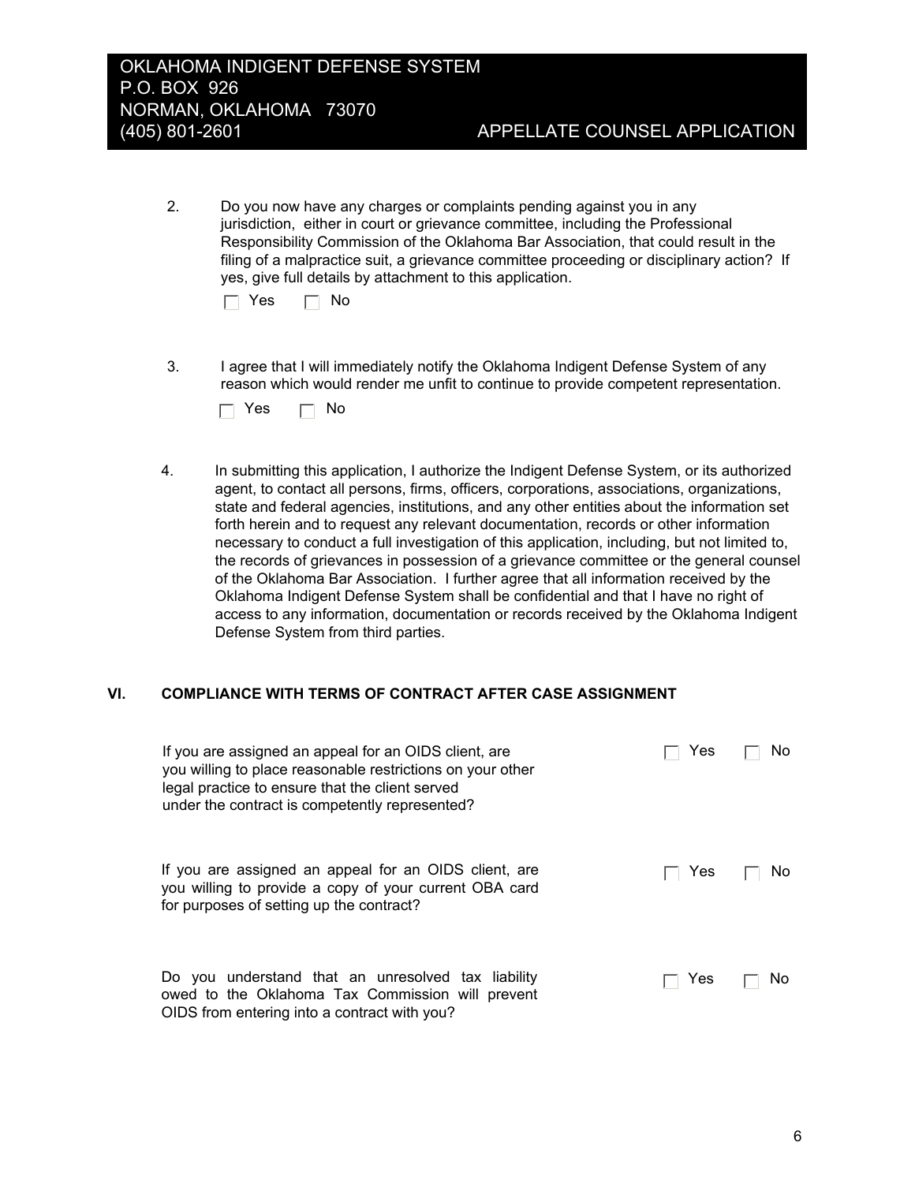2. Do you now have any charges or complaints pending against you in any jurisdiction, either in court or grievance committee, including the Professional Responsibility Commission of the Oklahoma Bar Association, that could result in the filing of a malpractice suit, a grievance committee proceeding or disciplinary action? If yes, give full details by attachment to this application.

   ☐ Yes ☐ No

3. I agree that I will immediately notify the Oklahoma Indigent Defense System of any reason which would render me unfit to continue to provide competent representation.

   ☐ Yes ☐ No

4. In submitting this application, I authorize the Indigent Defense System, or its authorized agent, to contact all persons, firms, officers, corporations, associations, organizations, state and federal agencies, institutions, and any other entities about the information set forth herein and to request any relevant documentation, records or other information necessary to conduct a full investigation of this application, including, but not limited to, the records of grievances in possession of a grievance committee or the general counsel of the Oklahoma Bar Association. I further agree that all information received by the Oklahoma Indigent Defense System shall be confidential and that I have no right of access to any information, documentation or records received by the Oklahoma Indigent Defense System from third parties.

## VI. COMPLIANCE WITH TERMS OF CONTRACT AFTER CASE ASSIGNMENT

If you are assigned an appeal for an OIDS client, are you willing to place reasonable restrictions on your other legal practice to ensure that the client served under the contract is competently represented?

☐ Yes ☐ No

If you are assigned an appeal for an OIDS client, are you willing to provide a copy of your current OBA card for purposes of setting up the contract?

☐ Yes ☐ No

Do you understand that an unresolved tax liability owed to the Oklahoma Tax Commission will prevent OIDS from entering into a contract with you?

☐ Yes ☐ No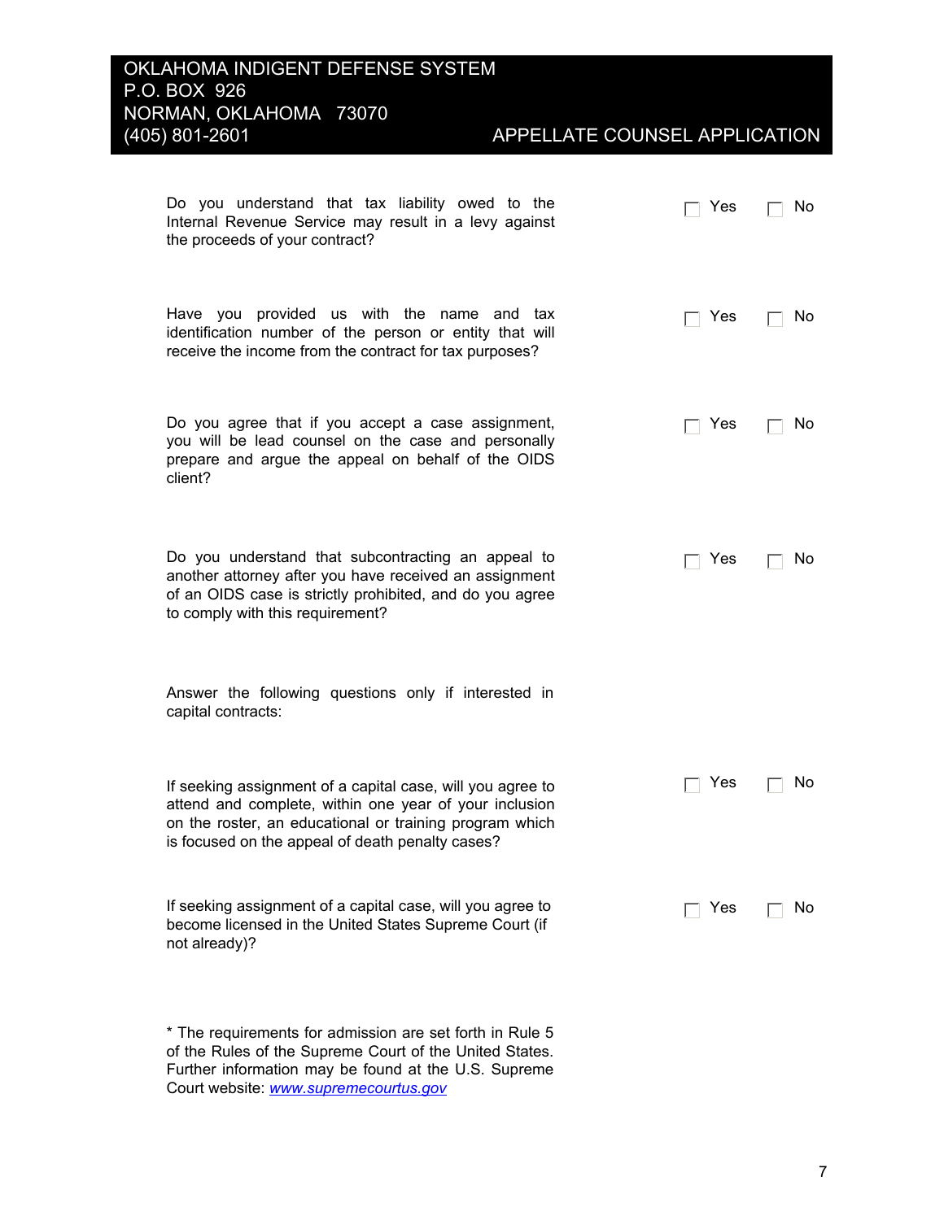Do you understand that tax liability owed to the Internal Revenue Service may result in a levy against the proceeds of your contract? ☐ Yes ☐ No

Have you provided us with the name and tax identification number of the person or entity that will receive the income from the contract for tax purposes? ☐ Yes ☐ No

Do you agree that if you accept a case assignment, you will be lead counsel on the case and personally prepare and argue the appeal on behalf of the OIDS client? ☐ Yes ☐ No

Do you understand that subcontracting an appeal to another attorney after you have received an assignment of an OIDS case is strictly prohibited, and do you agree to comply with this requirement? ☐ Yes ☐ No

Answer the following questions only if interested in capital contracts:

If seeking assignment of a capital case, will you agree to attend and complete, within one year of your inclusion on the roster, an educational or training program which is focused on the appeal of death penalty cases? ☐ Yes ☐ No

If seeking assignment of a capital case, will you agree to become licensed in the United States Supreme Court (if not already)? ☐ Yes ☐ No

* The requirements for admission are set forth in Rule 5 of the Rules of the Supreme Court of the United States. Further information may be found at the U.S. Supreme Court website: *www.supremecourtus.gov*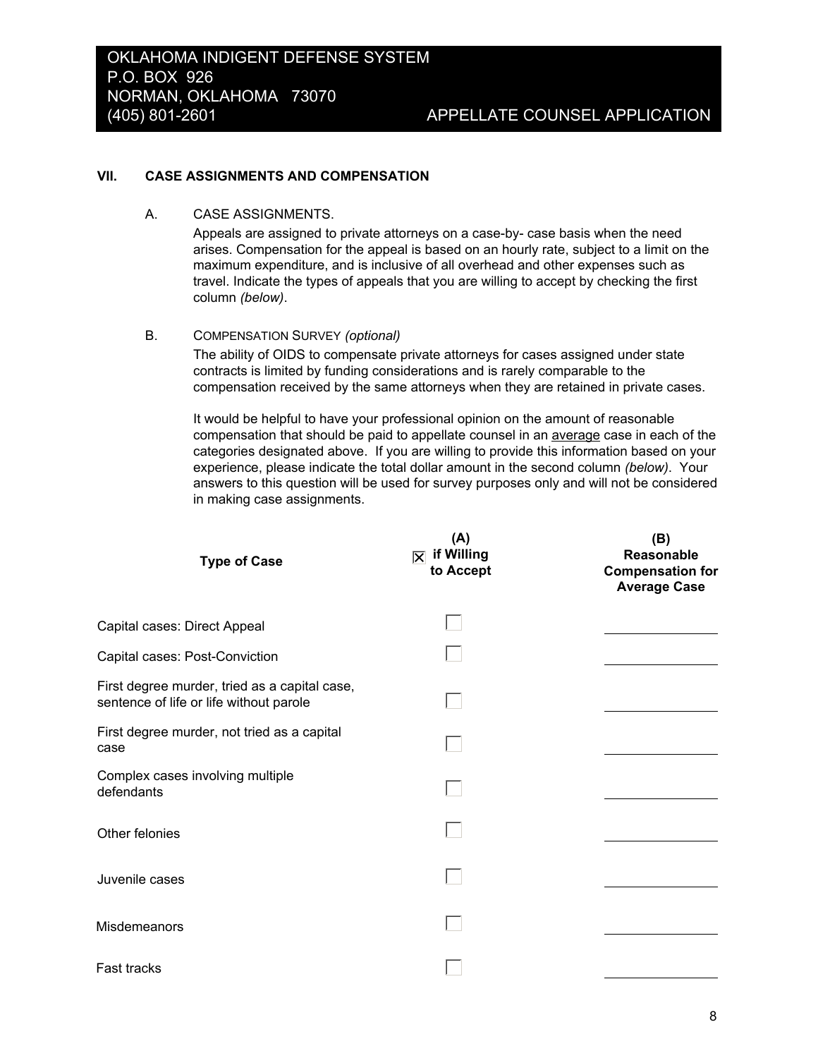OKLAHOMA INDIGENT DEFENSE SYSTEM
P.O. BOX 926
NORMAN, OKLAHOMA 73070
(405) 801-2601

APPELLATE COUNSEL APPLICATION

## VII. CASE ASSIGNMENTS AND COMPENSATION

### A. CASE ASSIGNMENTS.

Appeals are assigned to private attorneys on a case-by- case basis when the need arises. Compensation for the appeal is based on an hourly rate, subject to a limit on the maximum expenditure, and is inclusive of all overhead and other expenses such as travel. Indicate the types of appeals that you are willing to accept by checking the first column *(below)*.

### B. COMPENSATION SURVEY *(optional)*

The ability of OIDS to compensate private attorneys for cases assigned under state contracts is limited by funding considerations and is rarely comparable to the compensation received by the same attorneys when they are retained in private cases.

It would be helpful to have your professional opinion on the amount of reasonable compensation that should be paid to appellate counsel in an <u>average</u> case in each of the categories designated above. If you are willing to provide this information based on your experience, please indicate the total dollar amount in the second column *(below)*. Your answers to this question will be used for survey purposes only and will not be considered in making case assignments.

| **Type of Case** | **(A)** ☒ **if Willing to Accept** | **(B) Reasonable Compensation for Average Case** |
|---|---|---|
| Capital cases: Direct Appeal | ☐ | ______________ |
| Capital cases: Post-Conviction | ☐ | ______________ |
| First degree murder, tried as a capital case, sentence of life or life without parole | ☐ | ______________ |
| First degree murder, not tried as a capital case | ☐ | ______________ |
| Complex cases involving multiple defendants | ☐ | ______________ |
| Other felonies | ☐ | ______________ |
| Juvenile cases | ☐ | ______________ |
| Misdemeanors | ☐ | ______________ |
| Fast tracks | ☐ | ______________ |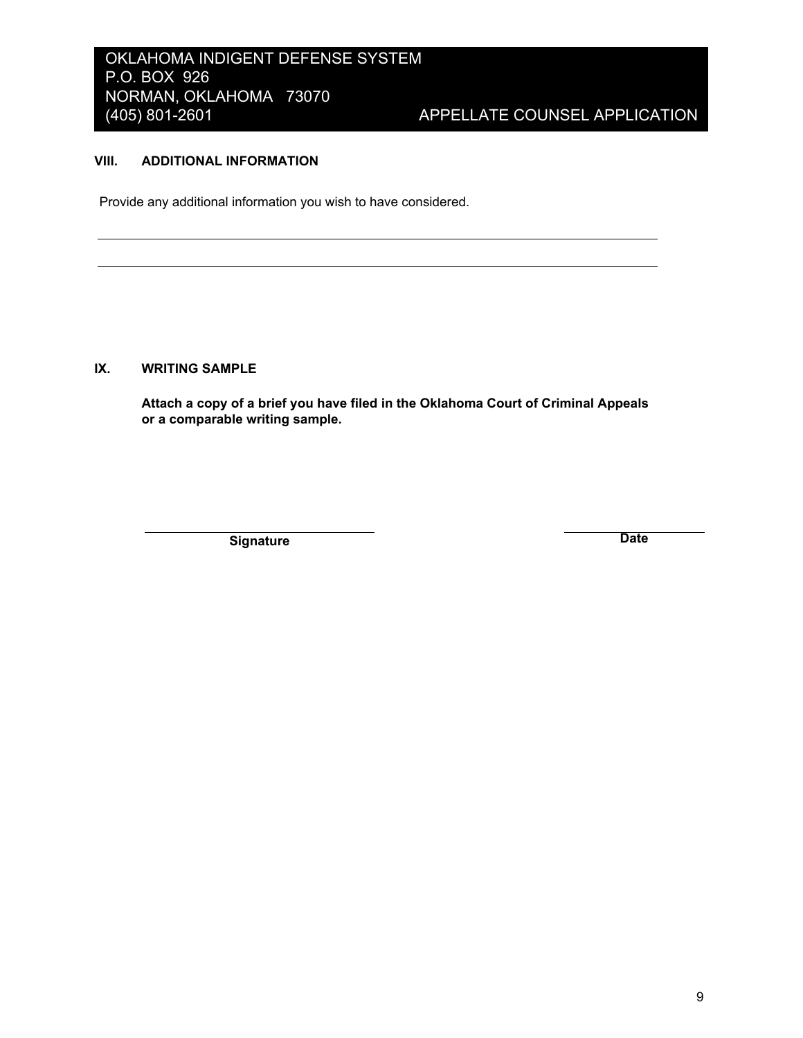OKLAHOMA INDIGENT DEFENSE SYSTEM
P.O. BOX 926
NORMAN, OKLAHOMA 73070
(405) 801-2601

APPELLATE COUNSEL APPLICATION

## VIII. ADDITIONAL INFORMATION

Provide any additional information you wish to have considered.

\_\_\_\_\_\_\_\_\_\_\_\_\_\_\_\_\_\_\_\_\_\_\_\_\_\_\_\_\_\_\_\_\_\_\_\_\_\_\_\_\_\_\_\_\_\_\_\_\_\_\_\_\_\_\_\_\_\_\_\_\_\_\_\_\_\_\_\_\_\_

\_\_\_\_\_\_\_\_\_\_\_\_\_\_\_\_\_\_\_\_\_\_\_\_\_\_\_\_\_\_\_\_\_\_\_\_\_\_\_\_\_\_\_\_\_\_\_\_\_\_\_\_\_\_\_\_\_\_\_\_\_\_\_\_\_\_\_\_\_\_

## IX. WRITING SAMPLE

**Attach a copy of a brief you have filed in the Oklahoma Court of Criminal Appeals or a comparable writing sample.**

\_\_\_\_\_\_\_\_\_\_\_\_\_\_\_\_\_\_\_\_\_\_\_\_\_\_\_\_\_\_\_\_\_\_\_\_\_\_\_\_\_\_\_\_\_\_\_\_\_\_\_\_\_\_\_\_\_\_\_\_\_\_\_\_\_\_\_\_\_\_

**Signature**

\_\_\_\_\_\_\_\_\_\_\_\_\_\_\_\_\_\_\_\_\_\_\_\_\_\_\_\_\_\_\_\_\_\_\_\_\_\_\_\_\_\_\_\_\_\_\_\_\_\_\_\_\_\_\_\_\_\_\_\_\_\_\_\_\_\_\_\_\_\_

**Date**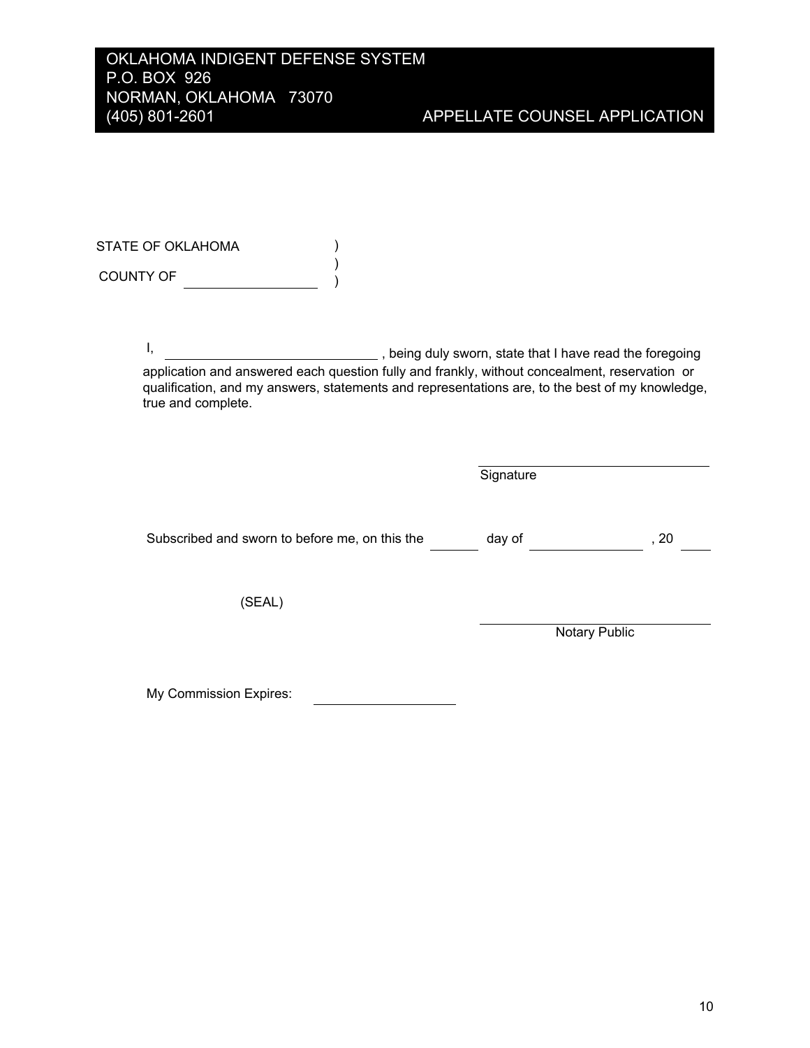OKLAHOMA INDIGENT DEFENSE SYSTEM
P.O. BOX 926
NORMAN, OKLAHOMA 73070
(405) 801-2601

APPELLATE COUNSEL APPLICATION

STATE OF OKLAHOMA )
)
COUNTY OF \_\_\_\_\_\_\_\_\_\_\_\_\_\_\_\_\_\_ )

I, \_\_\_\_\_\_\_\_\_\_\_\_\_\_\_\_\_\_\_\_\_\_\_\_\_\_\_\_\_\_, being duly sworn, state that I have read the foregoing application and answered each question fully and frankly, without concealment, reservation or qualification, and my answers, statements and representations are, to the best of my knowledge, true and complete.

\_\_\_\_\_\_\_\_\_\_\_\_\_\_\_\_\_\_\_\_\_\_\_\_\_\_\_\_\_\_
Signature

Subscribed and sworn to before me, on this the \_\_\_\_\_\_ day of \_\_\_\_\_\_\_\_\_\_\_\_\_\_\_, 20 \_\_\_\_

(SEAL)

\_\_\_\_\_\_\_\_\_\_\_\_\_\_\_\_\_\_\_\_\_\_\_\_\_\_\_\_\_\_
Notary Public

My Commission Expires: \_\_\_\_\_\_\_\_\_\_\_\_\_\_\_\_\_\_\_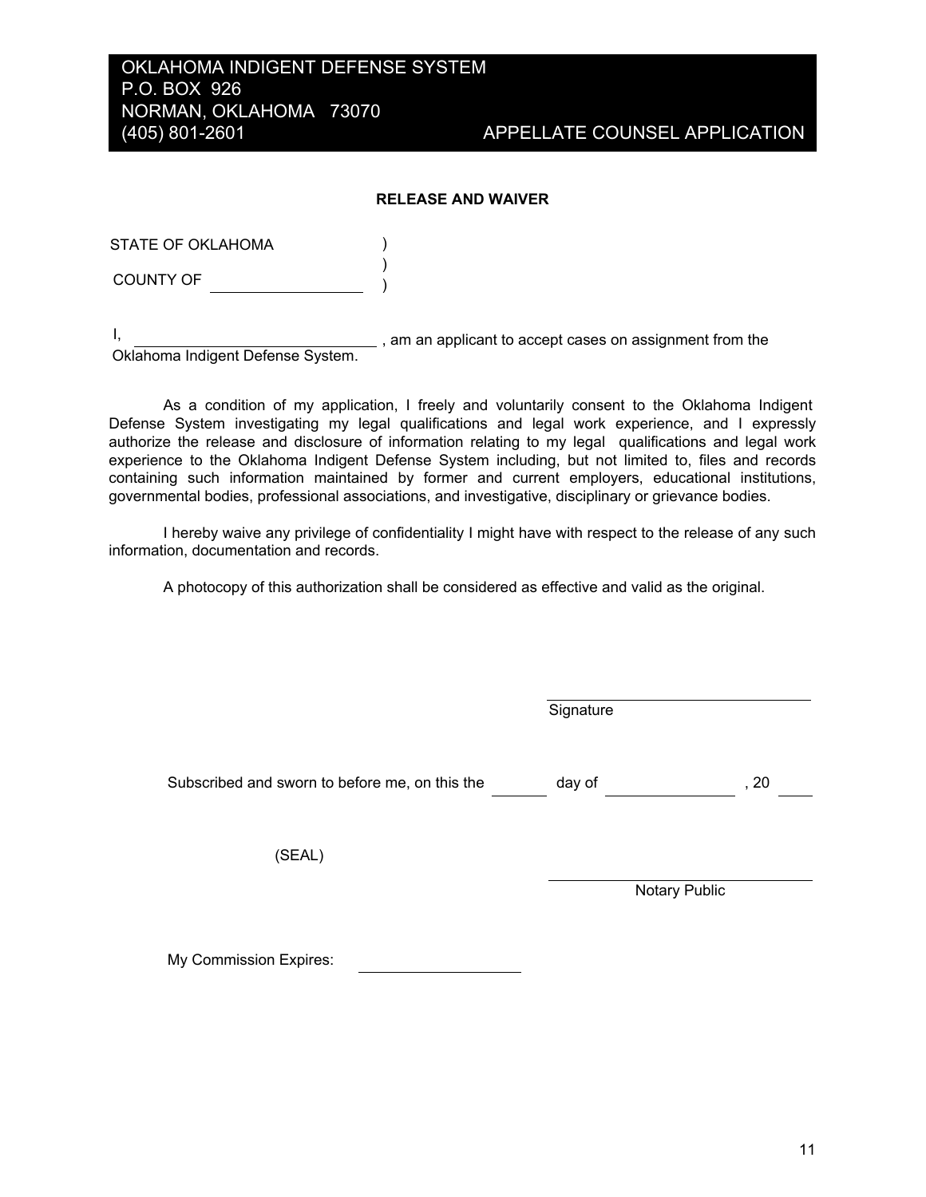OKLAHOMA INDIGENT DEFENSE SYSTEM
P.O. BOX 926
NORMAN, OKLAHOMA 73070
(405) 801-2601

APPELLATE COUNSEL APPLICATION

**RELEASE AND WAIVER**

STATE OF OKLAHOMA )
)
COUNTY OF ____________ )

I, ____________________________ , am an applicant to accept cases on assignment from the Oklahoma Indigent Defense System.

As a condition of my application, I freely and voluntarily consent to the Oklahoma Indigent Defense System investigating my legal qualifications and legal work experience, and I expressly authorize the release and disclosure of information relating to my legal qualifications and legal work experience to the Oklahoma Indigent Defense System including, but not limited to, files and records containing such information maintained by former and current employers, educational institutions, governmental bodies, professional associations, and investigative, disciplinary or grievance bodies.

I hereby waive any privilege of confidentiality I might have with respect to the release of any such information, documentation and records.

A photocopy of this authorization shall be considered as effective and valid as the original.

____________________________
Signature

Subscribed and sworn to before me, on this the ______ day of ______________ , 20 ____

(SEAL)

____________________________
Notary Public

My Commission Expires: ________________